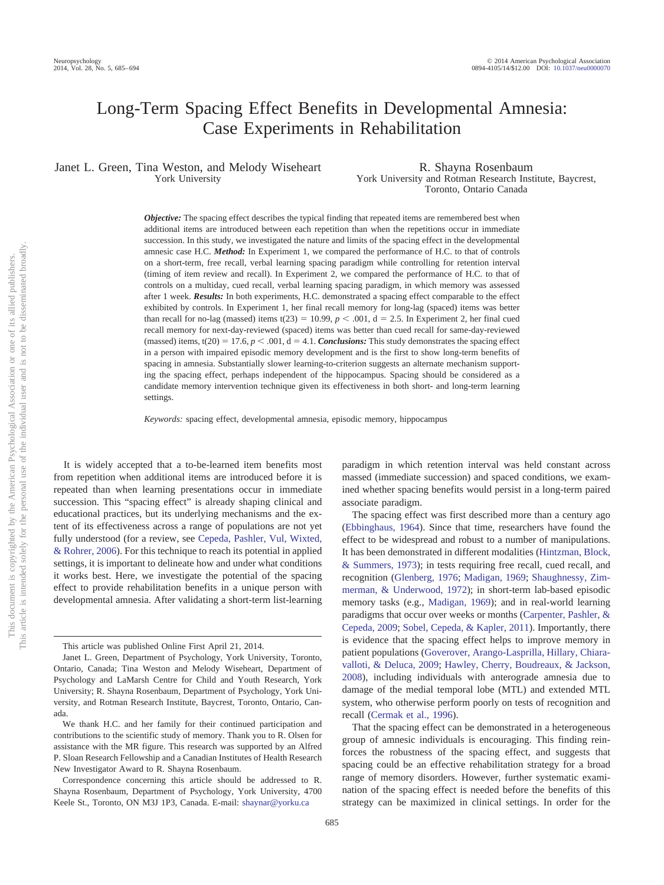# Long-Term Spacing Effect Benefits in Developmental Amnesia: Case Experiments in Rehabilitation

Janet L. Green, Tina Weston, and Melody Wiseheart
York University

R. Shayna Rosenbaum
York University and Rotman Research Institute, Baycrest, Toronto, Ontario Canada

***Objective:*** The spacing effect describes the typical finding that repeated items are remembered best when additional items are introduced between each repetition than when the repetitions occur in immediate succession. In this study, we investigated the nature and limits of the spacing effect in the developmental amnesic case H.C. ***Method:*** In Experiment 1, we compared the performance of H.C. to that of controls on a short-term, free recall, verbal learning spacing paradigm while controlling for retention interval (timing of item review and recall). In Experiment 2, we compared the performance of H.C. to that of controls on a multiday, cued recall, verbal learning spacing paradigm, in which memory was assessed after 1 week. ***Results:*** In both experiments, H.C. demonstrated a spacing effect comparable to the effect exhibited by controls. In Experiment 1, her final recall memory for long-lag (spaced) items was better than recall for no-lag (massed) items $t(23) = 10.99$, $p < .001$, $d = 2.5$. In Experiment 2, her final cued recall memory for next-day-reviewed (spaced) items was better than cued recall for same-day-reviewed (massed) items, $t(20) = 17.6$, $p < .001$, $d = 4.1$. ***Conclusions:*** This study demonstrates the spacing effect in a person with impaired episodic memory development and is the first to show long-term benefits of spacing in amnesia. Substantially slower learning-to-criterion suggests an alternate mechanism supporting the spacing effect, perhaps independent of the hippocampus. Spacing should be considered as a candidate memory intervention technique given its effectiveness in both short- and long-term learning settings.

*Keywords:* spacing effect, developmental amnesia, episodic memory, hippocampus

It is widely accepted that a to-be-learned item benefits most from repetition when additional items are introduced before it is repeated than when learning presentations occur in immediate succession. This "spacing effect" is already shaping clinical and educational practices, but its underlying mechanisms and the extent of its effectiveness across a range of populations are not yet fully understood (for a review, see Cepeda, Pashler, Vul, Wixted, & Rohrer, 2006). For this technique to reach its potential in applied settings, it is important to delineate how and under what conditions it works best. Here, we investigate the potential of the spacing effect to provide rehabilitation benefits in a unique person with developmental amnesia. After validating a short-term list-learning paradigm in which retention interval was held constant across massed (immediate succession) and spaced conditions, we examined whether spacing benefits would persist in a long-term paired associate paradigm.

The spacing effect was first described more than a century ago (Ebbinghaus, 1964). Since that time, researchers have found the effect to be widespread and robust to a number of manipulations. It has been demonstrated in different modalities (Hintzman, Block, & Summers, 1973); in tests requiring free recall, cued recall, and recognition (Glenberg, 1976; Madigan, 1969; Shaughnessy, Zimmerman, & Underwood, 1972); in short-term lab-based episodic memory tasks (e.g., Madigan, 1969); and in real-world learning paradigms that occur over weeks or months (Carpenter, Pashler, & Cepeda, 2009; Sobel, Cepeda, & Kapler, 2011). Importantly, there is evidence that the spacing effect helps to improve memory in patient populations (Goverover, Arango-Lasprilla, Hillary, Chiaravalloti, & Deluca, 2009; Hawley, Cherry, Boudreaux, & Jackson, 2008), including individuals with anterograde amnesia due to damage of the medial temporal lobe (MTL) and extended MTL system, who otherwise perform poorly on tests of recognition and recall (Cermak et al., 1996).

That the spacing effect can be demonstrated in a heterogeneous group of amnesic individuals is encouraging. This finding reinforces the robustness of the spacing effect, and suggests that spacing could be an effective rehabilitation strategy for a broad range of memory disorders. However, further systematic examination of the spacing effect is needed before the benefits of this strategy can be maximized in clinical settings. In order for the

This article was published Online First April 21, 2014.

Janet L. Green, Department of Psychology, York University, Toronto, Ontario, Canada; Tina Weston and Melody Wiseheart, Department of Psychology and LaMarsh Centre for Child and Youth Research, York University; R. Shayna Rosenbaum, Department of Psychology, York University, and Rotman Research Institute, Baycrest, Toronto, Ontario, Canada.

We thank H.C. and her family for their continued participation and contributions to the scientific study of memory. Thank you to R. Olsen for assistance with the MR figure. This research was supported by an Alfred P. Sloan Research Fellowship and a Canadian Institutes of Health Research New Investigator Award to R. Shayna Rosenbaum.

Correspondence concerning this article should be addressed to R. Shayna Rosenbaum, Department of Psychology, York University, 4700 Keele St., Toronto, ON M3J 1P3, Canada. E-mail: shaynar@yorku.ca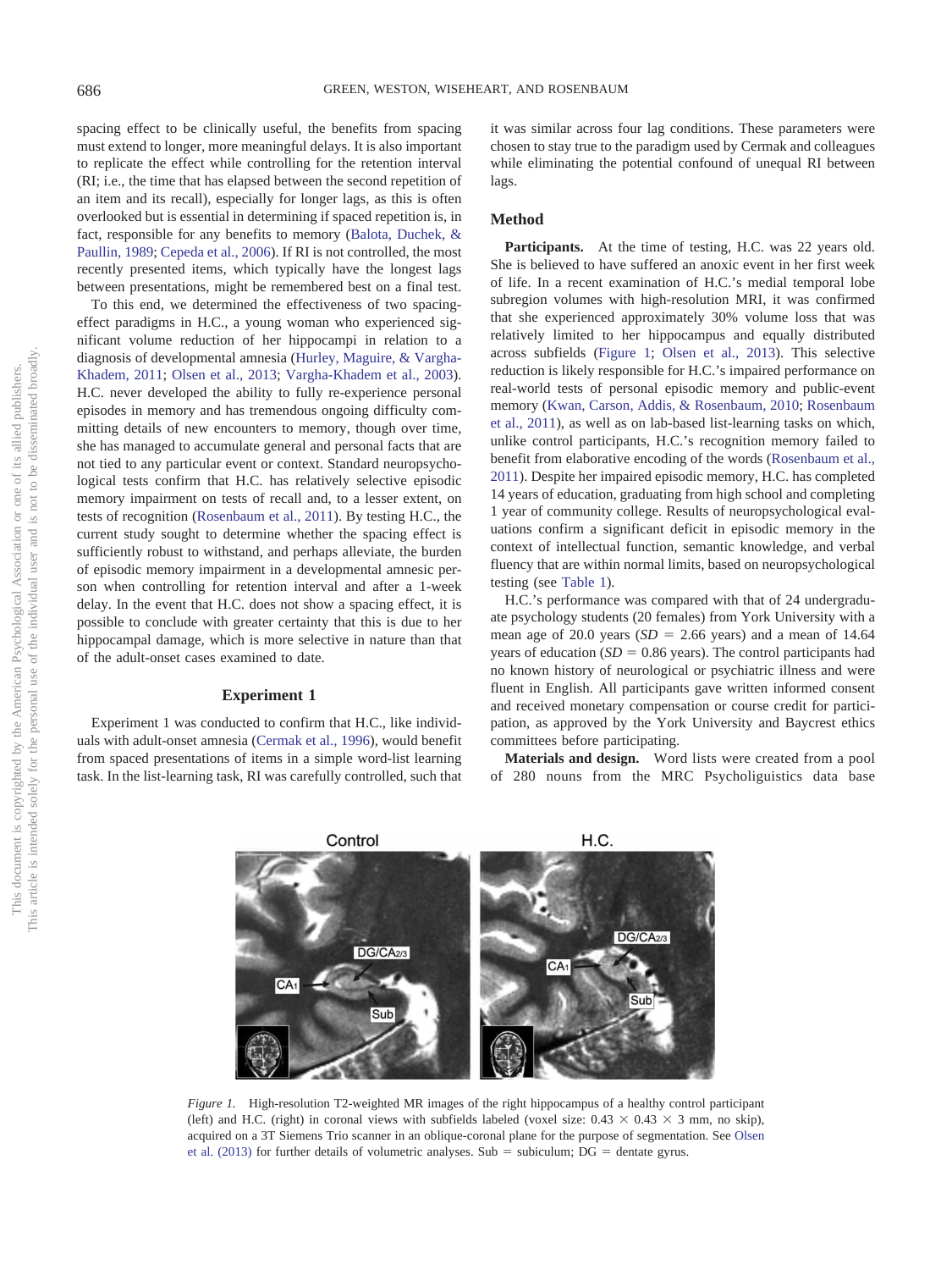spacing effect to be clinically useful, the benefits from spacing must extend to longer, more meaningful delays. It is also important to replicate the effect while controlling for the retention interval (RI; i.e., the time that has elapsed between the second repetition of an item and its recall), especially for longer lags, as this is often overlooked but is essential in determining if spaced repetition is, in fact, responsible for any benefits to memory (Balota, Duchek, & Paullin, 1989; Cepeda et al., 2006). If RI is not controlled, the most recently presented items, which typically have the longest lags between presentations, might be remembered best on a final test.

To this end, we determined the effectiveness of two spacing-effect paradigms in H.C., a young woman who experienced significant volume reduction of her hippocampi in relation to a diagnosis of developmental amnesia (Hurley, Maguire, & Vargha-Khadem, 2011; Olsen et al., 2013; Vargha-Khadem et al., 2003). H.C. never developed the ability to fully re-experience personal episodes in memory and has tremendous ongoing difficulty committing details of new encounters to memory, though over time, she has managed to accumulate general and personal facts that are not tied to any particular event or context. Standard neuropsychological tests confirm that H.C. has relatively selective episodic memory impairment on tests of recall and, to a lesser extent, on tests of recognition (Rosenbaum et al., 2011). By testing H.C., the current study sought to determine whether the spacing effect is sufficiently robust to withstand, and perhaps alleviate, the burden of episodic memory impairment in a developmental amnesic person when controlling for retention interval and after a 1-week delay. In the event that H.C. does not show a spacing effect, it is possible to conclude with greater certainty that this is due to her hippocampal damage, which is more selective in nature than that of the adult-onset cases examined to date.

## Experiment 1

Experiment 1 was conducted to confirm that H.C., like individuals with adult-onset amnesia (Cermak et al., 1996), would benefit from spaced presentations of items in a simple word-list learning task. In the list-learning task, RI was carefully controlled, such that it was similar across four lag conditions. These parameters were chosen to stay true to the paradigm used by Cermak and colleagues while eliminating the potential confound of unequal RI between lags.

### Method

**Participants.** At the time of testing, H.C. was 22 years old. She is believed to have suffered an anoxic event in her first week of life. In a recent examination of H.C.'s medial temporal lobe subregion volumes with high-resolution MRI, it was confirmed that she experienced approximately 30% volume loss that was relatively limited to her hippocampus and equally distributed across subfields (Figure 1; Olsen et al., 2013). This selective reduction is likely responsible for H.C.'s impaired performance on real-world tests of personal episodic memory and public-event memory (Kwan, Carson, Addis, & Rosenbaum, 2010; Rosenbaum et al., 2011), as well as on lab-based list-learning tasks on which, unlike control participants, H.C.'s recognition memory failed to benefit from elaborative encoding of the words (Rosenbaum et al., 2011). Despite her impaired episodic memory, H.C. has completed 14 years of education, graduating from high school and completing 1 year of community college. Results of neuropsychological evaluations confirm a significant deficit in episodic memory in the context of intellectual function, semantic knowledge, and verbal fluency that are within normal limits, based on neuropsychological testing (see Table 1).

H.C.'s performance was compared with that of 24 undergraduate psychology students (20 females) from York University with a mean age of 20.0 years ($SD$ = 2.66 years) and a mean of 14.64 years of education ($SD$ = 0.86 years). The control participants had no known history of neurological or psychiatric illness and were fluent in English. All participants gave written informed consent and received monetary compensation or course credit for participation, as approved by the York University and Baycrest ethics committees before participating.

**Materials and design.** Word lists were created from a pool of 280 nouns from the MRC Psycholiguistics data base

*Figure 1.* High-resolution T2-weighted MR images of the right hippocampus of a healthy control participant (left) and H.C. (right) in coronal views with subfields labeled (voxel size: 0.43 × 0.43 × 3 mm, no skip), acquired on a 3T Siemens Trio scanner in an oblique-coronal plane for the purpose of segmentation. See Olsen et al. (2013) for further details of volumetric analyses. Sub = subiculum; DG = dentate gyrus.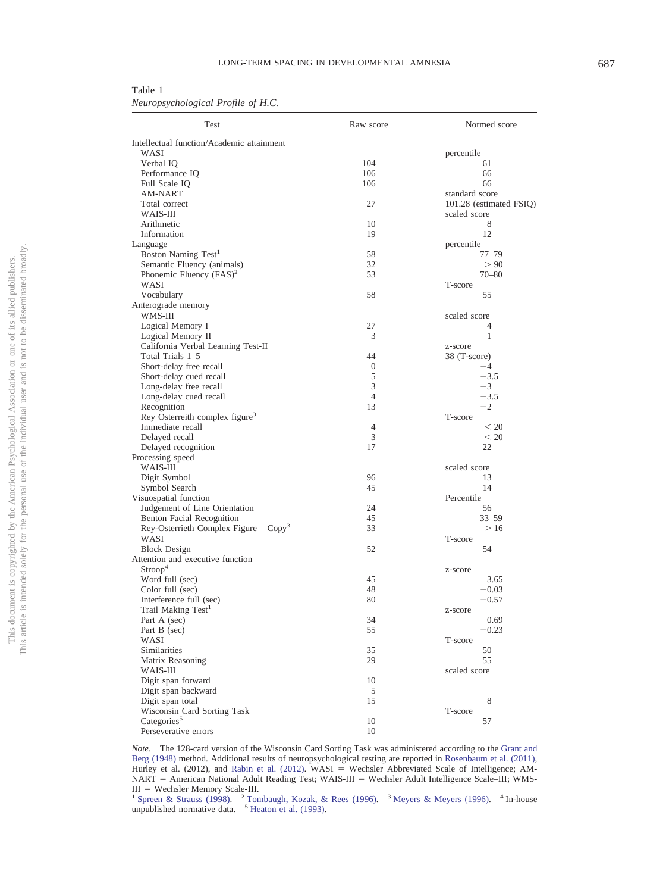Table 1
*Neuropsychological Profile of H.C.*

| Test | Raw score | Normed score |
|---|---|---|
| Intellectual function/Academic attainment | | |
| WASI | | percentile |
| Verbal IQ | 104 | 61 |
| Performance IQ | 106 | 66 |
| Full Scale IQ | 106 | 66 |
| AM-NART | | standard score |
| Total correct | 27 | 101.28 (estimated FSIQ) |
| WAIS-III | | scaled score |
| Arithmetic | 10 | 8 |
| Information | 19 | 12 |
| Language | | percentile |
| Boston Naming Test[1] | 58 | 77–79 |
| Semantic Fluency (animals) | 32 | > 90 |
| Phonemic Fluency (FAS)[2] | 53 | 70–80 |
| WASI | | T-score |
| Vocabulary | 58 | 55 |
| Anterograde memory | | |
| WMS-III | | scaled score |
| Logical Memory I | 27 | 4 |
| Logical Memory II | 3 | 1 |
| California Verbal Learning Test-II | | z-score |
| Total Trials 1–5 | 44 | 38 (T-score) |
| Short-delay free recall | 0 | −4 |
| Short-delay cued recall | 5 | −3.5 |
| Long-delay free recall | 3 | −3 |
| Long-delay cued recall | 4 | −3.5 |
| Recognition | 13 | −2 |
| Rey Osterreith complex figure[3] | | T-score |
| Immediate recall | 4 | < 20 |
| Delayed recall | 3 | < 20 |
| Delayed recognition | 17 | 22 |
| Processing speed | | |
| WAIS-III | | scaled score |
| Digit Symbol | 96 | 13 |
| Symbol Search | 45 | 14 |
| Visuospatial function | | Percentile |
| Judgement of Line Orientation | 24 | 56 |
| Benton Facial Recognition | 45 | 33–59 |
| Rey-Osterrieth Complex Figure – Copy[3] | 33 | > 16 |
| WASI | | T-score |
| Block Design | 52 | 54 |
| Attention and executive function | | |
| Stroop[4] | | z-score |
| Word full (sec) | 45 | 3.65 |
| Color full (sec) | 48 | −0.03 |
| Interference full (sec) | 80 | −0.57 |
| Trail Making Test[1] | | z-score |
| Part A (sec) | 34 | 0.69 |
| Part B (sec) | 55 | −0.23 |
| WASI | | T-score |
| Similarities | 35 | 50 |
| Matrix Reasoning | 29 | 55 |
| WAIS-III | | scaled score |
| Digit span forward | 10 | |
| Digit span backward | 5 | |
| Digit span total | 15 | 8 |
| Wisconsin Card Sorting Task | | T-score |
| Categories[5] | 10 | 57 |
| Perseverative errors | 10 | |

*Note*. The 128-card version of the Wisconsin Card Sorting Task was administered according to the Grant and Berg (1948) method. Additional results of neuropsychological testing are reported in Rosenbaum et al. (2011), Hurley et al. (2012), and Rabin et al. (2012). WASI = Wechsler Abbreviated Scale of Intelligence; AM-NART = American National Adult Reading Test; WAIS-III = Wechsler Adult Intelligence Scale–III; WMS-III = Wechsler Memory Scale-III.
[1] Spreen & Strauss (1998). [2] Tombaugh, Kozak, & Rees (1996). [3] Meyers & Meyers (1996). [4] In-house unpublished normative data. [5] Heaton et al. (1993).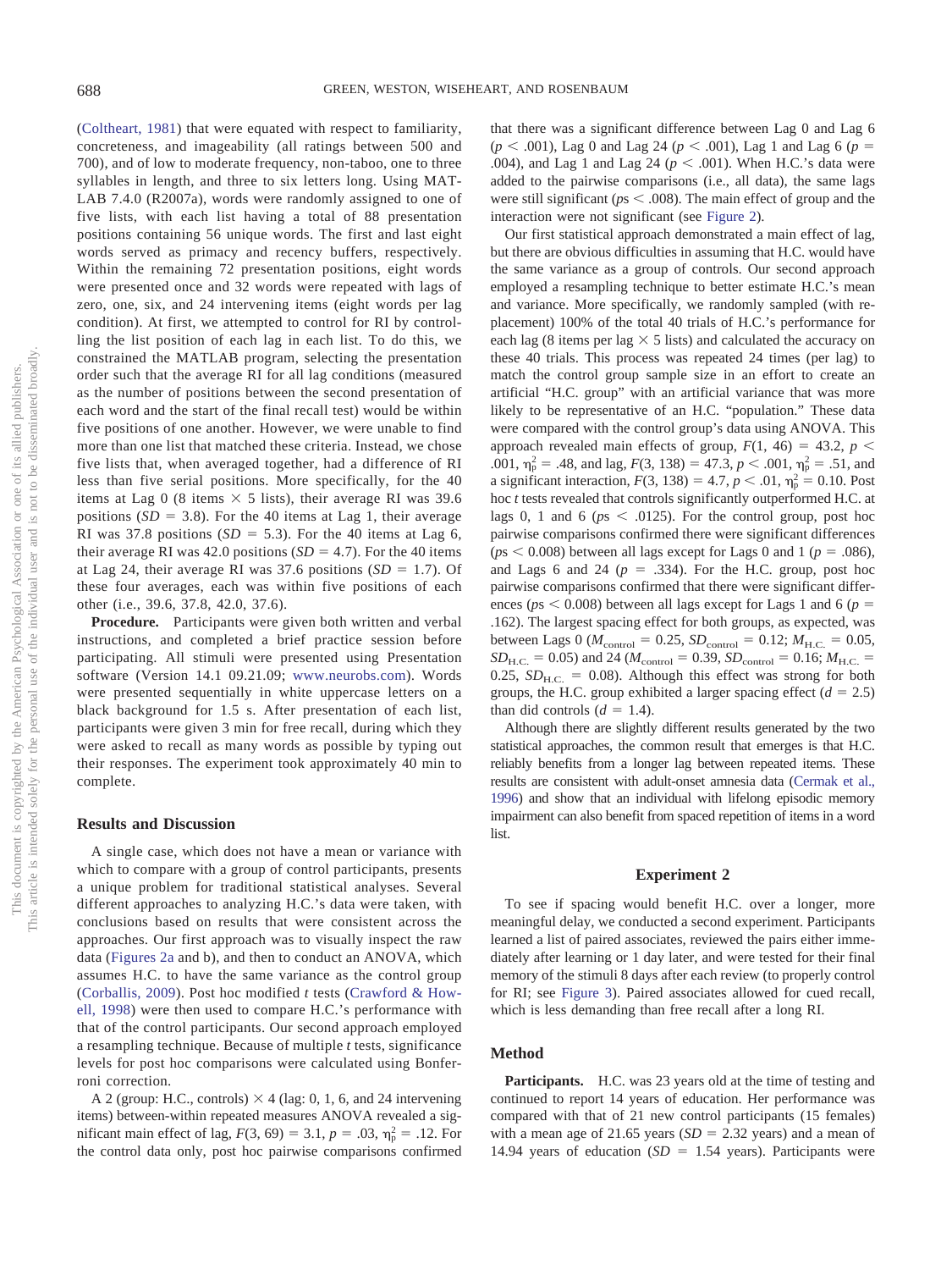(Coltheart, 1981) that were equated with respect to familiarity, concreteness, and imageability (all ratings between 500 and 700), and of low to moderate frequency, non-taboo, one to three syllables in length, and three to six letters long. Using MATLAB 7.4.0 (R2007a), words were randomly assigned to one of five lists, with each list having a total of 88 presentation positions containing 56 unique words. The first and last eight words served as primacy and recency buffers, respectively. Within the remaining 72 presentation positions, eight words were presented once and 32 words were repeated with lags of zero, one, six, and 24 intervening items (eight words per lag condition). At first, we attempted to control for RI by controlling the list position of each lag in each list. To do this, we constrained the MATLAB program, selecting the presentation order such that the average RI for all lag conditions (measured as the number of positions between the second presentation of each word and the start of the final recall test) would be within five positions of one another. However, we were unable to find more than one list that matched these criteria. Instead, we chose five lists that, when averaged together, had a difference of RI less than five serial positions. More specifically, for the 40 items at Lag 0 (8 items × 5 lists), their average RI was 39.6 positions ($SD = 3.8$). For the 40 items at Lag 1, their average RI was 37.8 positions ($SD = 5.3$). For the 40 items at Lag 6, their average RI was 42.0 positions ($SD = 4.7$). For the 40 items at Lag 24, their average RI was 37.6 positions ($SD = 1.7$). Of these four averages, each was within five positions of each other (i.e., 39.6, 37.8, 42.0, 37.6).

**Procedure.** Participants were given both written and verbal instructions, and completed a brief practice session before participating. All stimuli were presented using Presentation software (Version 14.1 09.21.09; www.neurobs.com). Words were presented sequentially in white uppercase letters on a black background for 1.5 s. After presentation of each list, participants were given 3 min for free recall, during which they were asked to recall as many words as possible by typing out their responses. The experiment took approximately 40 min to complete.

### Results and Discussion

A single case, which does not have a mean or variance with which to compare with a group of control participants, presents a unique problem for traditional statistical analyses. Several different approaches to analyzing H.C.'s data were taken, with conclusions based on results that were consistent across the approaches. Our first approach was to visually inspect the raw data (Figures 2a and b), and then to conduct an ANOVA, which assumes H.C. to have the same variance as the control group (Corballis, 2009). Post hoc modified *t* tests (Crawford & Howell, 1998) were then used to compare H.C.'s performance with that of the control participants. Our second approach employed a resampling technique. Because of multiple *t* tests, significance levels for post hoc comparisons were calculated using Bonferroni correction.

A 2 (group: H.C., controls) × 4 (lag: 0, 1, 6, and 24 intervening items) between-within repeated measures ANOVA revealed a significant main effect of lag, $F(3, 69) = 3.1$, $p = .03$, $\eta_p^2 = .12$. For the control data only, post hoc pairwise comparisons confirmed that there was a significant difference between Lag 0 and Lag 6 ($p < .001$), Lag 0 and Lag 24 ($p < .001$), Lag 1 and Lag 6 ($p = .004$), and Lag 1 and Lag 24 ($p < .001$). When H.C.'s data were added to the pairwise comparisons (i.e., all data), the same lags were still significant ($ps < .008$). The main effect of group and the interaction were not significant (see Figure 2).

Our first statistical approach demonstrated a main effect of lag, but there are obvious difficulties in assuming that H.C. would have the same variance as a group of controls. Our second approach employed a resampling technique to better estimate H.C.'s mean and variance. More specifically, we randomly sampled (with replacement) 100% of the total 40 trials of H.C.'s performance for each lag (8 items per lag × 5 lists) and calculated the accuracy on these 40 trials. This process was repeated 24 times (per lag) to match the control group sample size in an effort to create an artificial "H.C. group" with an artificial variance that was more likely to be representative of an H.C. "population." These data were compared with the control group's data using ANOVA. This approach revealed main effects of group, $F(1, 46) = 43.2$, $p < .001$, $\eta_p^2 = .48$, and lag, $F(3, 138) = 47.3$, $p < .001$, $\eta_p^2 = .51$, and a significant interaction, $F(3, 138) = 4.7$, $p < .01$, $\eta_p^2 = 0.10$. Post hoc *t* tests revealed that controls significantly outperformed H.C. at lags 0, 1 and 6 ($ps < .0125$). For the control group, post hoc pairwise comparisons confirmed there were significant differences ($ps < 0.008$) between all lags except for Lags 0 and 1 ($p = .086$), and Lags 6 and 24 ($p = .334$). For the H.C. group, post hoc pairwise comparisons confirmed that there were significant differences ($ps < 0.008$) between all lags except for Lags 1 and 6 ($p = .162$). The largest spacing effect for both groups, as expected, was between Lags 0 ($M_{\text{control}} = 0.25$, $SD_{\text{control}} = 0.12$; $M_{\text{H.C.}} = 0.05$, $SD_{\text{H.C.}} = 0.05$) and 24 ($M_{\text{control}} = 0.39$, $SD_{\text{control}} = 0.16$; $M_{\text{H.C.}} = 0.25$, $SD_{\text{H.C.}} = 0.08$). Although this effect was strong for both groups, the H.C. group exhibited a larger spacing effect ($d = 2.5$) than did controls ($d = 1.4$).

Although there are slightly different results generated by the two statistical approaches, the common result that emerges is that H.C. reliably benefits from a longer lag between repeated items. These results are consistent with adult-onset amnesia data (Cermak et al., 1996) and show that an individual with lifelong episodic memory impairment can also benefit from spaced repetition of items in a word list.

## Experiment 2

To see if spacing would benefit H.C. over a longer, more meaningful delay, we conducted a second experiment. Participants learned a list of paired associates, reviewed the pairs either immediately after learning or 1 day later, and were tested for their final memory of the stimuli 8 days after each review (to properly control for RI; see Figure 3). Paired associates allowed for cued recall, which is less demanding than free recall after a long RI.

### Method

**Participants.** H.C. was 23 years old at the time of testing and continued to report 14 years of education. Her performance was compared with that of 21 new control participants (15 females) with a mean age of 21.65 years ($SD = 2.32$ years) and a mean of 14.94 years of education ($SD = 1.54$ years). Participants were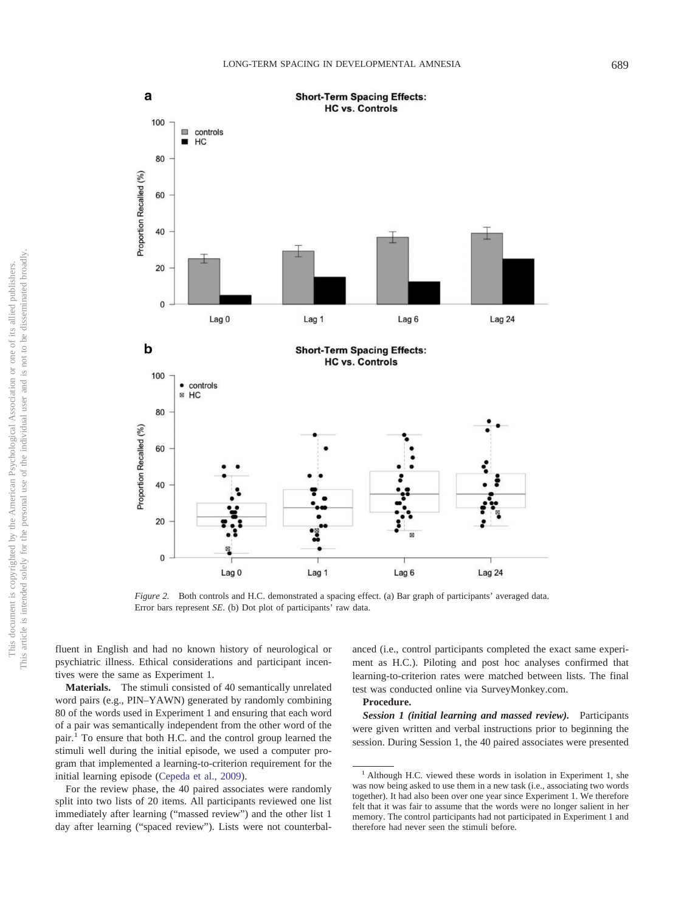*Figure 2.* Both controls and H.C. demonstrated a spacing effect. (a) Bar graph of participants' averaged data. Error bars represent *SE*. (b) Dot plot of participants' raw data.

fluent in English and had no known history of neurological or psychiatric illness. Ethical considerations and participant incentives were the same as Experiment 1.

**Materials.** The stimuli consisted of 40 semantically unrelated word pairs (e.g., PIN–YAWN) generated by randomly combining 80 of the words used in Experiment 1 and ensuring that each word of a pair was semantically independent from the other word of the pair.[1] To ensure that both H.C. and the control group learned the stimuli well during the initial episode, we used a computer program that implemented a learning-to-criterion requirement for the initial learning episode (Cepeda et al., 2009).

For the review phase, the 40 paired associates were randomly split into two lists of 20 items. All participants reviewed one list immediately after learning ("massed review") and the other list 1 day after learning ("spaced review"). Lists were not counterbalanced (i.e., control participants completed the exact same experiment as H.C.). Piloting and post hoc analyses confirmed that learning-to-criterion rates were matched between lists. The final test was conducted online via SurveyMonkey.com.

**Procedure.**

***Session 1 (initial learning and massed review).*** Participants were given written and verbal instructions prior to beginning the session. During Session 1, the 40 paired associates were presented

[1] Although H.C. viewed these words in isolation in Experiment 1, she was now being asked to use them in a new task (i.e., associating two words together). It had also been over one year since Experiment 1. We therefore felt that it was fair to assume that the words were no longer salient in her memory. The control participants had not participated in Experiment 1 and therefore had never seen the stimuli before.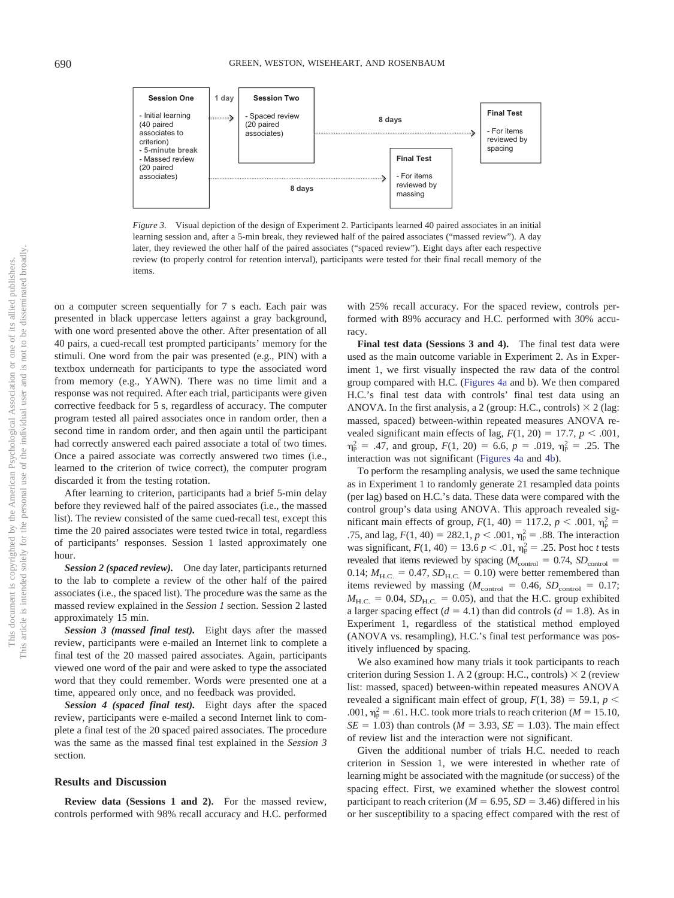Session One

- Initial learning (40 paired associates to criterion)
- 5-minute break
- Massed review (20 paired associates)

1 day

Session Two

- Spaced review (20 paired associates)

8 days

Final Test

- For items reviewed by spacing

8 days

Final Test

- For items reviewed by massing

*Figure 3.* Visual depiction of the design of Experiment 2. Participants learned 40 paired associates in an initial learning session and, after a 5-min break, they reviewed half of the paired associates ("massed review"). A day later, they reviewed the other half of the paired associates ("spaced review"). Eight days after each respective review (to properly control for retention interval), participants were tested for their final recall memory of the items.

on a computer screen sequentially for 7 s each. Each pair was presented in black uppercase letters against a gray background, with one word presented above the other. After presentation of all 40 pairs, a cued-recall test prompted participants' memory for the stimuli. One word from the pair was presented (e.g., PIN) with a textbox underneath for participants to type the associated word from memory (e.g., YAWN). There was no time limit and a response was not required. After each trial, participants were given corrective feedback for 5 s, regardless of accuracy. The computer program tested all paired associates once in random order, then a second time in random order, and then again until the participant had correctly answered each paired associate a total of two times. Once a paired associate was correctly answered two times (i.e., learned to the criterion of twice correct), the computer program discarded it from the testing rotation.

After learning to criterion, participants had a brief 5-min delay before they reviewed half of the paired associates (i.e., the massed list). The review consisted of the same cued-recall test, except this time the 20 paired associates were tested twice in total, regardless of participants' responses. Session 1 lasted approximately one hour.

***Session 2 (spaced review).*** One day later, participants returned to the lab to complete a review of the other half of the paired associates (i.e., the spaced list). The procedure was the same as the massed review explained in the *Session 1* section. Session 2 lasted approximately 15 min.

***Session 3 (massed final test).*** Eight days after the massed review, participants were e-mailed an Internet link to complete a final test of the 20 massed paired associates. Again, participants viewed one word of the pair and were asked to type the associated word that they could remember. Words were presented one at a time, appeared only once, and no feedback was provided.

***Session 4 (spaced final test).*** Eight days after the spaced review, participants were e-mailed a second Internet link to complete a final test of the 20 spaced paired associates. The procedure was the same as the massed final test explained in the *Session 3* section.

## Results and Discussion

**Review data (Sessions 1 and 2).** For the massed review, controls performed with 98% recall accuracy and H.C. performed with 25% recall accuracy. For the spaced review, controls performed with 89% accuracy and H.C. performed with 30% accuracy.

**Final test data (Sessions 3 and 4).** The final test data were used as the main outcome variable in Experiment 2. As in Experiment 1, we first visually inspected the raw data of the control group compared with H.C. (Figures 4a and b). We then compared H.C.'s final test data with controls' final test data using an ANOVA. In the first analysis, a 2 (group: H.C., controls) × 2 (lag: massed, spaced) between-within repeated measures ANOVA revealed significant main effects of lag, $F(1, 20) = 17.7$, $p < .001$, $\eta_p^2 = .47$, and group, $F(1, 20) = 6.6$, $p = .019$, $\eta_p^2 = .25$. The interaction was not significant (Figures 4a and 4b).

To perform the resampling analysis, we used the same technique as in Experiment 1 to randomly generate 21 resampled data points (per lag) based on H.C.'s data. These data were compared with the control group's data using ANOVA. This approach revealed significant main effects of group, $F(1, 40) = 117.2$, $p < .001$, $\eta_p^2 = .75$, and lag, $F(1, 40) = 282.1$, $p < .001$, $\eta_p^2 = .88$. The interaction was significant, $F(1, 40) = 13.6$ $p < .01$, $\eta_p^2 = .25$. Post hoc $t$ tests revealed that items reviewed by spacing ($M_{\text{control}} = 0.74$, $SD_{\text{control}} = 0.14$; $M_{\text{H.C.}} = 0.47$, $SD_{\text{H.C.}} = 0.10$) were better remembered than items reviewed by massing ($M_{\text{control}} = 0.46$, $SD_{\text{control}} = 0.17$; $M_{\text{H.C.}} = 0.04$, $SD_{\text{H.C.}} = 0.05$), and that the H.C. group exhibited a larger spacing effect ($d = 4.1$) than did controls ($d = 1.8$). As in Experiment 1, regardless of the statistical method employed (ANOVA vs. resampling), H.C.'s final test performance was positively influenced by spacing.

We also examined how many trials it took participants to reach criterion during Session 1. A 2 (group: H.C., controls) × 2 (review list: massed, spaced) between-within repeated measures ANOVA revealed a significant main effect of group, $F(1, 38) = 59.1$, $p < .001$, $\eta_p^2 = .61$. H.C. took more trials to reach criterion ($M = 15.10$, $SE = 1.03$) than controls ($M = 3.93$, $SE = 1.03$). The main effect of review list and the interaction were not significant.

Given the additional number of trials H.C. needed to reach criterion in Session 1, we were interested in whether rate of learning might be associated with the magnitude (or success) of the spacing effect. First, we examined whether the slowest control participant to reach criterion ($M = 6.95$, $SD = 3.46$) differed in his or her susceptibility to a spacing effect compared with the rest of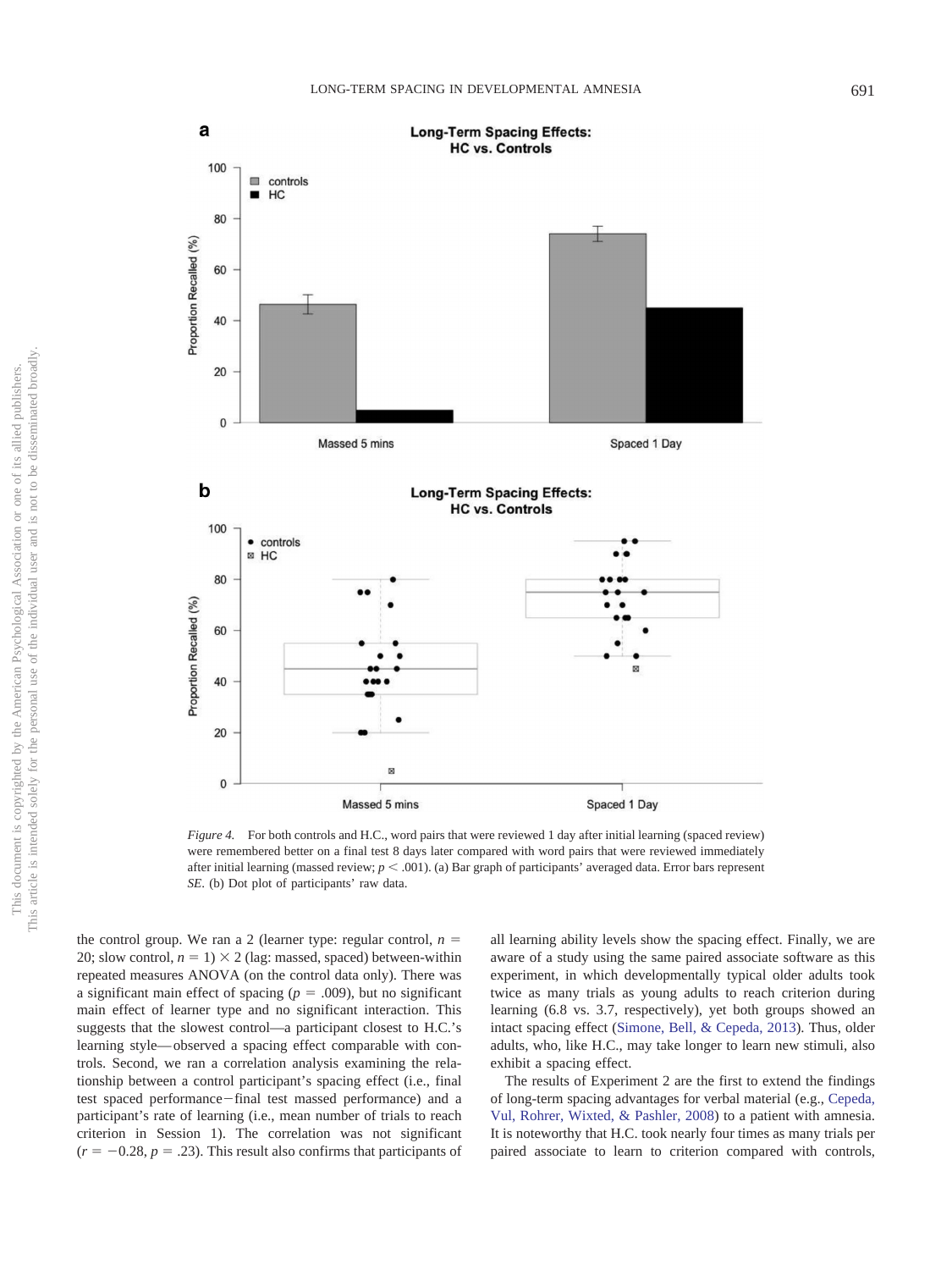*Figure 4.* For both controls and H.C., word pairs that were reviewed 1 day after initial learning (spaced review) were remembered better on a final test 8 days later compared with word pairs that were reviewed immediately after initial learning (massed review; $p < .001$). (a) Bar graph of participants' averaged data. Error bars represent *SE*. (b) Dot plot of participants' raw data.

the control group. We ran a 2 (learner type: regular control, $n = 20$; slow control, $n = 1$) × 2 (lag: massed, spaced) between-within repeated measures ANOVA (on the control data only). There was a significant main effect of spacing ($p = .009$), but no significant main effect of learner type and no significant interaction. This suggests that the slowest control—a participant closest to H.C.'s learning style—observed a spacing effect comparable with controls. Second, we ran a correlation analysis examining the relationship between a control participant's spacing effect (i.e., final test spaced performance−final test massed performance) and a participant's rate of learning (i.e., mean number of trials to reach criterion in Session 1). The correlation was not significant ($r = -0.28$, $p = .23$). This result also confirms that participants of all learning ability levels show the spacing effect. Finally, we are aware of a study using the same paired associate software as this experiment, in which developmentally typical older adults took twice as many trials as young adults to reach criterion during learning (6.8 vs. 3.7, respectively), yet both groups showed an intact spacing effect (Simone, Bell, & Cepeda, 2013). Thus, older adults, who, like H.C., may take longer to learn new stimuli, also exhibit a spacing effect.

The results of Experiment 2 are the first to extend the findings of long-term spacing advantages for verbal material (e.g., Cepeda, Vul, Rohrer, Wixted, & Pashler, 2008) to a patient with amnesia. It is noteworthy that H.C. took nearly four times as many trials per paired associate to learn to criterion compared with controls,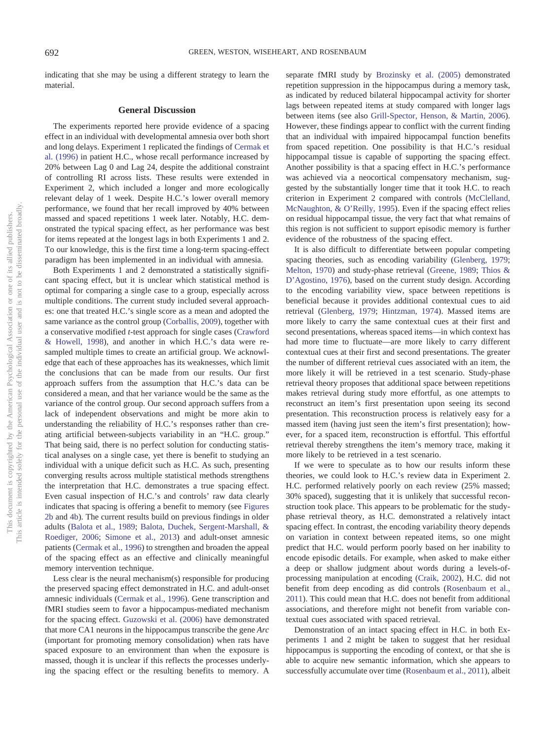indicating that she may be using a different strategy to learn the material.

## General Discussion

The experiments reported here provide evidence of a spacing effect in an individual with developmental amnesia over both short and long delays. Experiment 1 replicated the findings of Cermak et al. (1996) in patient H.C., whose recall performance increased by 20% between Lag 0 and Lag 24, despite the additional constraint of controlling RI across lists. These results were extended in Experiment 2, which included a longer and more ecologically relevant delay of 1 week. Despite H.C.'s lower overall memory performance, we found that her recall improved by 40% between massed and spaced repetitions 1 week later. Notably, H.C. demonstrated the typical spacing effect, as her performance was best for items repeated at the longest lags in both Experiments 1 and 2. To our knowledge, this is the first time a long-term spacing-effect paradigm has been implemented in an individual with amnesia.

Both Experiments 1 and 2 demonstrated a statistically significant spacing effect, but it is unclear which statistical method is optimal for comparing a single case to a group, especially across multiple conditions. The current study included several approaches: one that treated H.C.'s single score as a mean and adopted the same variance as the control group (Corballis, 2009), together with a conservative modified *t*-test approach for single cases (Crawford & Howell, 1998), and another in which H.C.'s data were resampled multiple times to create an artificial group. We acknowledge that each of these approaches has its weaknesses, which limit the conclusions that can be made from our results. Our first approach suffers from the assumption that H.C.'s data can be considered a mean, and that her variance would be the same as the variance of the control group. Our second approach suffers from a lack of independent observations and might be more akin to understanding the reliability of H.C.'s responses rather than creating artificial between-subjects variability in an "H.C. group." That being said, there is no perfect solution for conducting statistical analyses on a single case, yet there is benefit to studying an individual with a unique deficit such as H.C. As such, presenting converging results across multiple statistical methods strengthens the interpretation that H.C. demonstrates a true spacing effect. Even casual inspection of H.C.'s and controls' raw data clearly indicates that spacing is offering a benefit to memory (see Figures 2b and 4b). The current results build on previous findings in older adults (Balota et al., 1989; Balota, Duchek, Sergent-Marshall, & Roediger, 2006; Simone et al., 2013) and adult-onset amnesic patients (Cermak et al., 1996) to strengthen and broaden the appeal of the spacing effect as an effective and clinically meaningful memory intervention technique.

Less clear is the neural mechanism(s) responsible for producing the preserved spacing effect demonstrated in H.C. and adult-onset amnesic individuals (Cermak et al., 1996). Gene transcription and fMRI studies seem to favor a hippocampus-mediated mechanism for the spacing effect. Guzowski et al. (2006) have demonstrated that more CA1 neurons in the hippocampus transcribe the gene *Arc* (important for promoting memory consolidation) when rats have spaced exposure to an environment than when the exposure is massed, though it is unclear if this reflects the processes underlying the spacing effect or the resulting benefits to memory. A separate fMRI study by Brozinsky et al. (2005) demonstrated repetition suppression in the hippocampus during a memory task, as indicated by reduced bilateral hippocampal activity for shorter lags between repeated items at study compared with longer lags between items (see also Grill-Spector, Henson, & Martin, 2006). However, these findings appear to conflict with the current finding that an individual with impaired hippocampal function benefits from spaced repetition. One possibility is that H.C.'s residual hippocampal tissue is capable of supporting the spacing effect. Another possibility is that a spacing effect in H.C.'s performance was achieved via a neocortical compensatory mechanism, suggested by the substantially longer time that it took H.C. to reach criterion in Experiment 2 compared with controls (McClelland, McNaughton, & O'Reilly, 1995). Even if the spacing effect relies on residual hippocampal tissue, the very fact that what remains of this region is not sufficient to support episodic memory is further evidence of the robustness of the spacing effect.

It is also difficult to differentiate between popular competing spacing theories, such as encoding variability (Glenberg, 1979; Melton, 1970) and study-phase retrieval (Greene, 1989; Thios & D'Agostino, 1976), based on the current study design. According to the encoding variability view, space between repetitions is beneficial because it provides additional contextual cues to aid retrieval (Glenberg, 1979; Hintzman, 1974). Massed items are more likely to carry the same contextual cues at their first and second presentations, whereas spaced items—in which context has had more time to fluctuate—are more likely to carry different contextual cues at their first and second presentations. The greater the number of different retrieval cues associated with an item, the more likely it will be retrieved in a test scenario. Study-phase retrieval theory proposes that additional space between repetitions makes retrieval during study more effortful, as one attempts to reconstruct an item's first presentation upon seeing its second presentation. This reconstruction process is relatively easy for a massed item (having just seen the item's first presentation); however, for a spaced item, reconstruction is effortful. This effortful retrieval thereby strengthens the item's memory trace, making it more likely to be retrieved in a test scenario.

If we were to speculate as to how our results inform these theories, we could look to H.C.'s review data in Experiment 2. H.C. performed relatively poorly on each review (25% massed; 30% spaced), suggesting that it is unlikely that successful reconstruction took place. This appears to be problematic for the study-phase retrieval theory, as H.C. demonstrated a relatively intact spacing effect. In contrast, the encoding variability theory depends on variation in context between repeated items, so one might predict that H.C. would perform poorly based on her inability to encode episodic details. For example, when asked to make either a deep or shallow judgment about words during a levels-of-processing manipulation at encoding (Craik, 2002), H.C. did not benefit from deep encoding as did controls (Rosenbaum et al., 2011). This could mean that H.C. does not benefit from additional associations, and therefore might not benefit from variable contextual cues associated with spaced retrieval.

Demonstration of an intact spacing effect in H.C. in both Experiments 1 and 2 might be taken to suggest that her residual hippocampus is supporting the encoding of context, or that she is able to acquire new semantic information, which she appears to successfully accumulate over time (Rosenbaum et al., 2011), albeit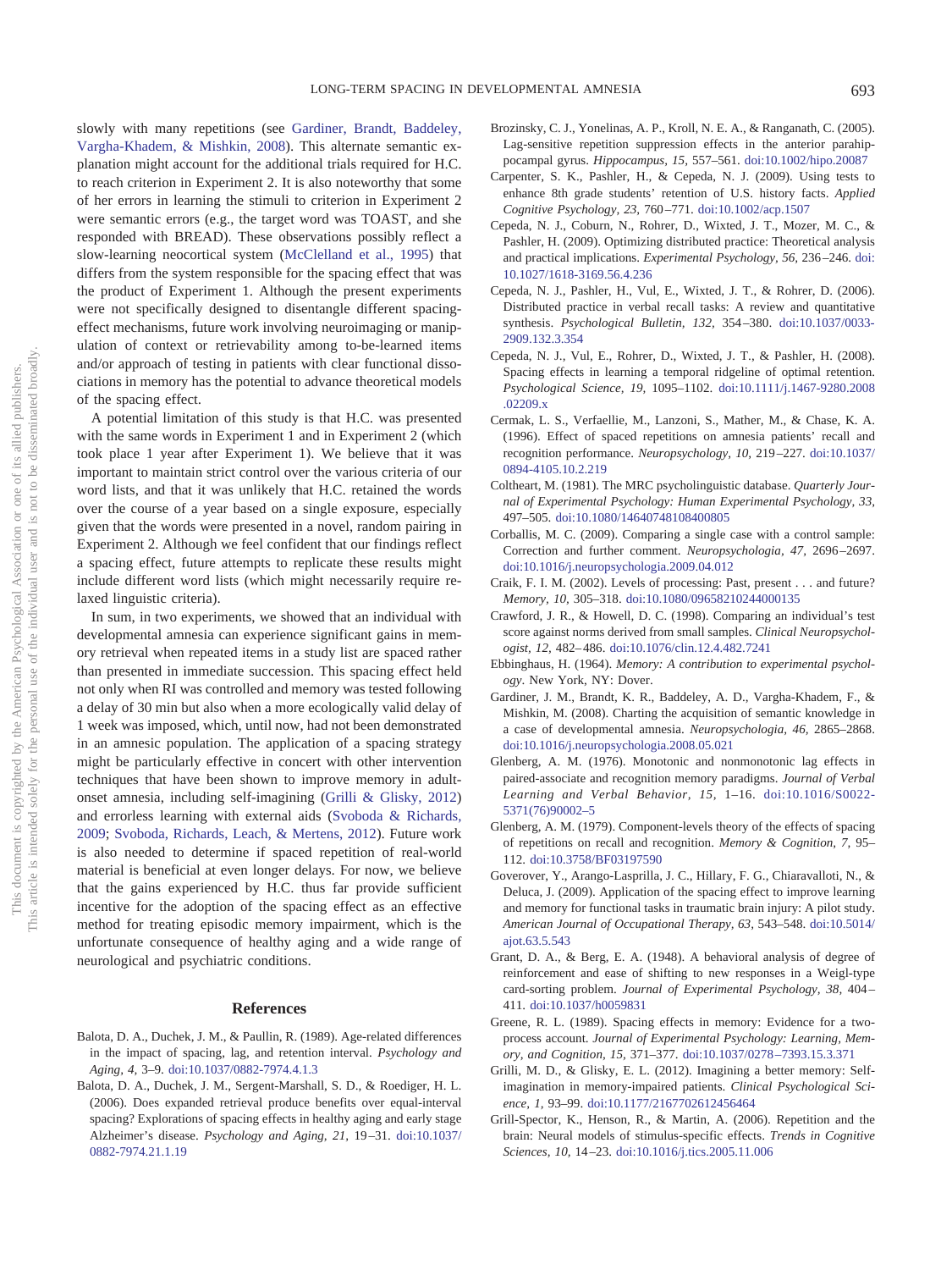slowly with many repetitions (see Gardiner, Brandt, Baddeley, Vargha-Khadem, & Mishkin, 2008). This alternate semantic explanation might account for the additional trials required for H.C. to reach criterion in Experiment 2. It is also noteworthy that some of her errors in learning the stimuli to criterion in Experiment 2 were semantic errors (e.g., the target word was TOAST, and she responded with BREAD). These observations possibly reflect a slow-learning neocortical system (McClelland et al., 1995) that differs from the system responsible for the spacing effect that was the product of Experiment 1. Although the present experiments were not specifically designed to disentangle different spacing-effect mechanisms, future work involving neuroimaging or manipulation of context or retrievability among to-be-learned items and/or approach of testing in patients with clear functional dissociations in memory has the potential to advance theoretical models of the spacing effect.

A potential limitation of this study is that H.C. was presented with the same words in Experiment 1 and in Experiment 2 (which took place 1 year after Experiment 1). We believe that it was important to maintain strict control over the various criteria of our word lists, and that it was unlikely that H.C. retained the words over the course of a year based on a single exposure, especially given that the words were presented in a novel, random pairing in Experiment 2. Although we feel confident that our findings reflect a spacing effect, future attempts to replicate these results might include different word lists (which might necessarily require relaxed linguistic criteria).

In sum, in two experiments, we showed that an individual with developmental amnesia can experience significant gains in memory retrieval when repeated items in a study list are spaced rather than presented in immediate succession. This spacing effect held not only when RI was controlled and memory was tested following a delay of 30 min but also when a more ecologically valid delay of 1 week was imposed, which, until now, had not been demonstrated in an amnesic population. The application of a spacing strategy might be particularly effective in concert with other intervention techniques that have been shown to improve memory in adult-onset amnesia, including self-imagining (Grilli & Glisky, 2012) and errorless learning with external aids (Svoboda & Richards, 2009; Svoboda, Richards, Leach, & Mertens, 2012). Future work is also needed to determine if spaced repetition of real-world material is beneficial at even longer delays. For now, we believe that the gains experienced by H.C. thus far provide sufficient incentive for the adoption of the spacing effect as an effective method for treating episodic memory impairment, which is the unfortunate consequence of healthy aging and a wide range of neurological and psychiatric conditions.

## References

Balota, D. A., Duchek, J. M., & Paullin, R. (1989). Age-related differences in the impact of spacing, lag, and retention interval. *Psychology and Aging, 4,* 3–9. doi:10.1037/0882-7974.4.1.3

Balota, D. A., Duchek, J. M., Sergent-Marshall, S. D., & Roediger, H. L. (2006). Does expanded retrieval produce benefits over equal-interval spacing? Explorations of spacing effects in healthy aging and early stage Alzheimer's disease. *Psychology and Aging, 21,* 19–31. doi:10.1037/0882-7974.21.1.19

Brozinsky, C. J., Yonelinas, A. P., Kroll, N. E. A., & Ranganath, C. (2005). Lag-sensitive repetition suppression effects in the anterior parahippocampal gyrus. *Hippocampus, 15,* 557–561. doi:10.1002/hipo.20087

Carpenter, S. K., Pashler, H., & Cepeda, N. J. (2009). Using tests to enhance 8th grade students' retention of U.S. history facts. *Applied Cognitive Psychology, 23,* 760–771. doi:10.1002/acp.1507

Cepeda, N. J., Coburn, N., Rohrer, D., Wixted, J. T., Mozer, M. C., & Pashler, H. (2009). Optimizing distributed practice: Theoretical analysis and practical implications. *Experimental Psychology, 56,* 236–246. doi:10.1027/1618-3169.56.4.236

Cepeda, N. J., Pashler, H., Vul, E., Wixted, J. T., & Rohrer, D. (2006). Distributed practice in verbal recall tasks: A review and quantitative synthesis. *Psychological Bulletin, 132,* 354–380. doi:10.1037/0033-2909.132.3.354

Cepeda, N. J., Vul, E., Rohrer, D., Wixted, J. T., & Pashler, H. (2008). Spacing effects in learning a temporal ridgeline of optimal retention. *Psychological Science, 19,* 1095–1102. doi:10.1111/j.1467-9280.2008.02209.x

Cermak, L. S., Verfaellie, M., Lanzoni, S., Mather, M., & Chase, K. A. (1996). Effect of spaced repetitions on amnesia patients' recall and recognition performance. *Neuropsychology, 10,* 219–227. doi:10.1037/0894-4105.10.2.219

Coltheart, M. (1981). The MRC psycholinguistic database. *Quarterly Journal of Experimental Psychology: Human Experimental Psychology, 33,* 497–505. doi:10.1080/14640748108400805

Corballis, M. C. (2009). Comparing a single case with a control sample: Correction and further comment. *Neuropsychologia, 47,* 2696–2697. doi:10.1016/j.neuropsychologia.2009.04.012

Craik, F. I. M. (2002). Levels of processing: Past, present . . . and future? *Memory, 10,* 305–318. doi:10.1080/09658210244000135

Crawford, J. R., & Howell, D. C. (1998). Comparing an individual's test score against norms derived from small samples. *Clinical Neuropsychologist, 12,* 482–486. doi:10.1076/clin.12.4.482.7241

Ebbinghaus, H. (1964). *Memory: A contribution to experimental psychology*. New York, NY: Dover.

Gardiner, J. M., Brandt, K. R., Baddeley, A. D., Vargha-Khadem, F., & Mishkin, M. (2008). Charting the acquisition of semantic knowledge in a case of developmental amnesia. *Neuropsychologia, 46,* 2865–2868. doi:10.1016/j.neuropsychologia.2008.05.021

Glenberg, A. M. (1976). Monotonic and nonmonotonic lag effects in paired-associate and recognition memory paradigms. *Journal of Verbal Learning and Verbal Behavior, 15,* 1–16. doi:10.1016/S0022-5371(76)90002–5

Glenberg, A. M. (1979). Component-levels theory of the effects of spacing of repetitions on recall and recognition. *Memory & Cognition, 7,* 95–112. doi:10.3758/BF03197590

Goverover, Y., Arango-Lasprilla, J. C., Hillary, F. G., Chiaravalloti, N., & Deluca, J. (2009). Application of the spacing effect to improve learning and memory for functional tasks in traumatic brain injury: A pilot study. *American Journal of Occupational Therapy, 63,* 543–548. doi:10.5014/ajot.63.5.543

Grant, D. A., & Berg, E. A. (1948). A behavioral analysis of degree of reinforcement and ease of shifting to new responses in a Weigl-type card-sorting problem. *Journal of Experimental Psychology, 38,* 404–411. doi:10.1037/h0059831

Greene, R. L. (1989). Spacing effects in memory: Evidence for a two-process account. *Journal of Experimental Psychology: Learning, Memory, and Cognition, 15,* 371–377. doi:10.1037/0278–7393.15.3.371

Grilli, M. D., & Glisky, E. L. (2012). Imagining a better memory: Self-imagination in memory-impaired patients. *Clinical Psychological Science, 1,* 93–99. doi:10.1177/2167702612456464

Grill-Spector, K., Henson, R., & Martin, A. (2006). Repetition and the brain: Neural models of stimulus-specific effects. *Trends in Cognitive Sciences, 10,* 14–23. doi:10.1016/j.tics.2005.11.006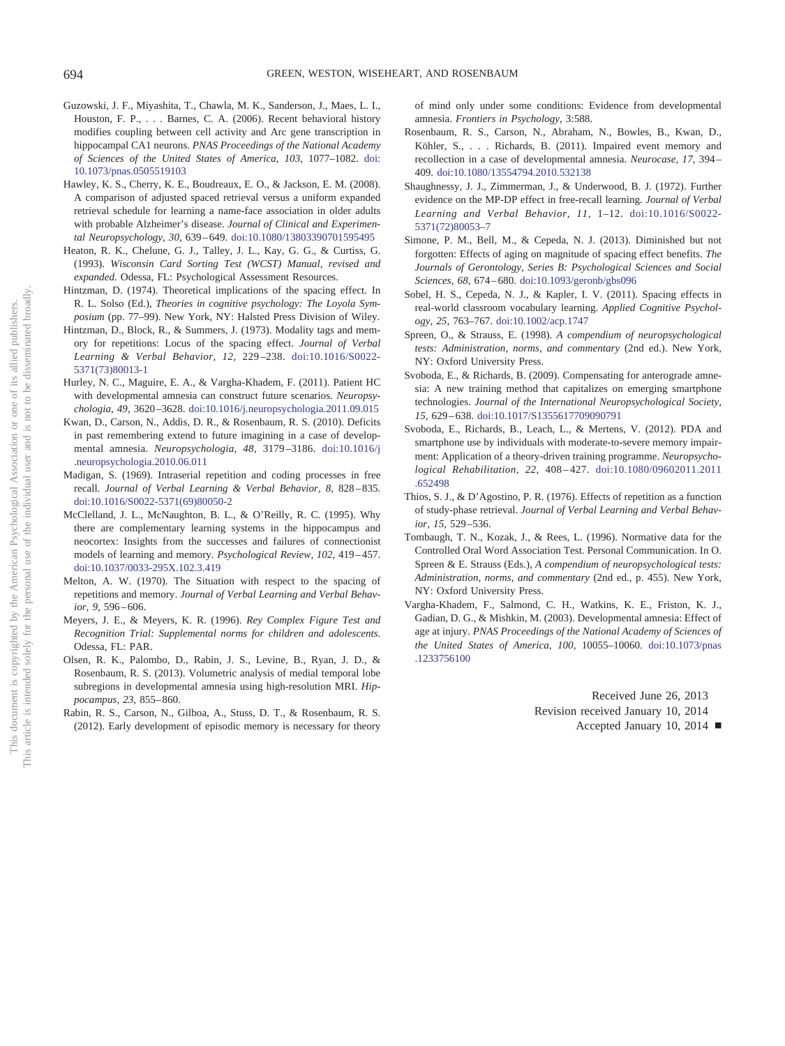Guzowski, J. F., Miyashita, T., Chawla, M. K., Sanderson, J., Maes, L. I., Houston, F. P., . . . Barnes, C. A. (2006). Recent behavioral history modifies coupling between cell activity and Arc gene transcription in hippocampal CA1 neurons. *PNAS Proceedings of the National Academy of Sciences of the United States of America, 103,* 1077–1082. doi:10.1073/pnas.0505519103

Hawley, K. S., Cherry, K. E., Boudreaux, E. O., & Jackson, E. M. (2008). A comparison of adjusted spaced retrieval versus a uniform expanded retrieval schedule for learning a name-face association in older adults with probable Alzheimer's disease. *Journal of Clinical and Experimental Neuropsychology, 30,* 639–649. doi:10.1080/13803390701595495

Heaton, R. K., Chelune, G. J., Talley, J. L., Kay, G. G., & Curtiss, G. (1993). *Wisconsin Card Sorting Test (WCST) Manual, revised and expanded*. Odessa, FL: Psychological Assessment Resources.

Hintzman, D. (1974). Theoretical implications of the spacing effect. In R. L. Solso (Ed.), *Theories in cognitive psychology: The Loyola Symposium* (pp. 77–99). New York, NY: Halsted Press Division of Wiley.

Hintzman, D., Block, R., & Summers, J. (1973). Modality tags and memory for repetitions: Locus of the spacing effect. *Journal of Verbal Learning & Verbal Behavior, 12,* 229–238. doi:10.1016/S0022-5371(73)80013-1

Hurley, N. C., Maguire, E. A., & Vargha-Khadem, F. (2011). Patient HC with developmental amnesia can construct future scenarios. *Neuropsychologia, 49,* 3620–3628. doi:10.1016/j.neuropsychologia.2011.09.015

Kwan, D., Carson, N., Addis, D. R., & Rosenbaum, R. S. (2010). Deficits in past remembering extend to future imagining in a case of developmental amnesia. *Neuropsychologia, 48,* 3179–3186. doi:10.1016/j.neuropsychologia.2010.06.011

Madigan, S. (1969). Intraserial repetition and coding processes in free recall. *Journal of Verbal Learning & Verbal Behavior, 8,* 828–835. doi:10.1016/S0022-5371(69)80050-2

McClelland, J. L., McNaughton, B. L., & O'Reilly, R. C. (1995). Why there are complementary learning systems in the hippocampus and neocortex: Insights from the successes and failures of connectionist models of learning and memory. *Psychological Review, 102,* 419–457. doi:10.1037/0033-295X.102.3.419

Melton, A. W. (1970). The Situation with respect to the spacing of repetitions and memory. *Journal of Verbal Learning and Verbal Behavior, 9,* 596–606.

Meyers, J. E., & Meyers, K. R. (1996). *Rey Complex Figure Test and Recognition Trial: Supplemental norms for children and adolescents*. Odessa, FL: PAR.

Olsen, R. K., Palombo, D., Rabin, J. S., Levine, B., Ryan, J. D., & Rosenbaum, R. S. (2013). Volumetric analysis of medial temporal lobe subregions in developmental amnesia using high-resolution MRI. *Hippocampus, 23,* 855–860.

Rabin, R. S., Carson, N., Gilboa, A., Stuss, D. T., & Rosenbaum, R. S. (2012). Early development of episodic memory is necessary for theory of mind only under some conditions: Evidence from developmental amnesia. *Frontiers in Psychology*, 3:588.

Rosenbaum, R. S., Carson, N., Abraham, N., Bowles, B., Kwan, D., Köhler, S., . . . Richards, B. (2011). Impaired event memory and recollection in a case of developmental amnesia. *Neurocase, 17,* 394–409. doi:10.1080/13554794.2010.532138

Shaughnessy, J. J., Zimmerman, J., & Underwood, B. J. (1972). Further evidence on the MP-DP effect in free-recall learning. *Journal of Verbal Learning and Verbal Behavior, 11,* 1–12. doi:10.1016/S0022-5371(72)80053–7

Simone, P. M., Bell, M., & Cepeda, N. J. (2013). Diminished but not forgotten: Effects of aging on magnitude of spacing effect benefits. *The Journals of Gerontology, Series B: Psychological Sciences and Social Sciences, 68,* 674–680. doi:10.1093/geronb/gbs096

Sobel, H. S., Cepeda, N. J., & Kapler, I. V. (2011). Spacing effects in real-world classroom vocabulary learning. *Applied Cognitive Psychology, 25,* 763–767. doi:10.1002/acp.1747

Spreen, O., & Strauss, E. (1998). *A compendium of neuropsychological tests: Administration, norms, and commentary* (2nd ed.). New York, NY: Oxford University Press.

Svoboda, E., & Richards, B. (2009). Compensating for anterograde amnesia: A new training method that capitalizes on emerging smartphone technologies. *Journal of the International Neuropsychological Society, 15,* 629–638. doi:10.1017/S1355617709090791

Svoboda, E., Richards, B., Leach, L., & Mertens, V. (2012). PDA and smartphone use by individuals with moderate-to-severe memory impairment: Application of a theory-driven training programme. *Neuropsychological Rehabilitation, 22,* 408–427. doi:10.1080/09602011.2011.652498

Thios, S. J., & D'Agostino, P. R. (1976). Effects of repetition as a function of study-phase retrieval. *Journal of Verbal Learning and Verbal Behavior, 15,* 529–536.

Tombaugh, T. N., Kozak, J., & Rees, L. (1996). Normative data for the Controlled Oral Word Association Test. Personal Communication. In O. Spreen & E. Strauss (Eds.), *A compendium of neuropsychological tests: Administration, norms, and commentary* (2nd ed., p. 455). New York, NY: Oxford University Press.

Vargha-Khadem, F., Salmond, C. H., Watkins, K. E., Friston, K. J., Gadian, D. G., & Mishkin, M. (2003). Developmental amnesia: Effect of age at injury. *PNAS Proceedings of the National Academy of Sciences of the United States of America, 100,* 10055–10060. doi:10.1073/pnas.1233756100

Received June 26, 2013
Revision received January 10, 2014
Accepted January 10, 2014 ■